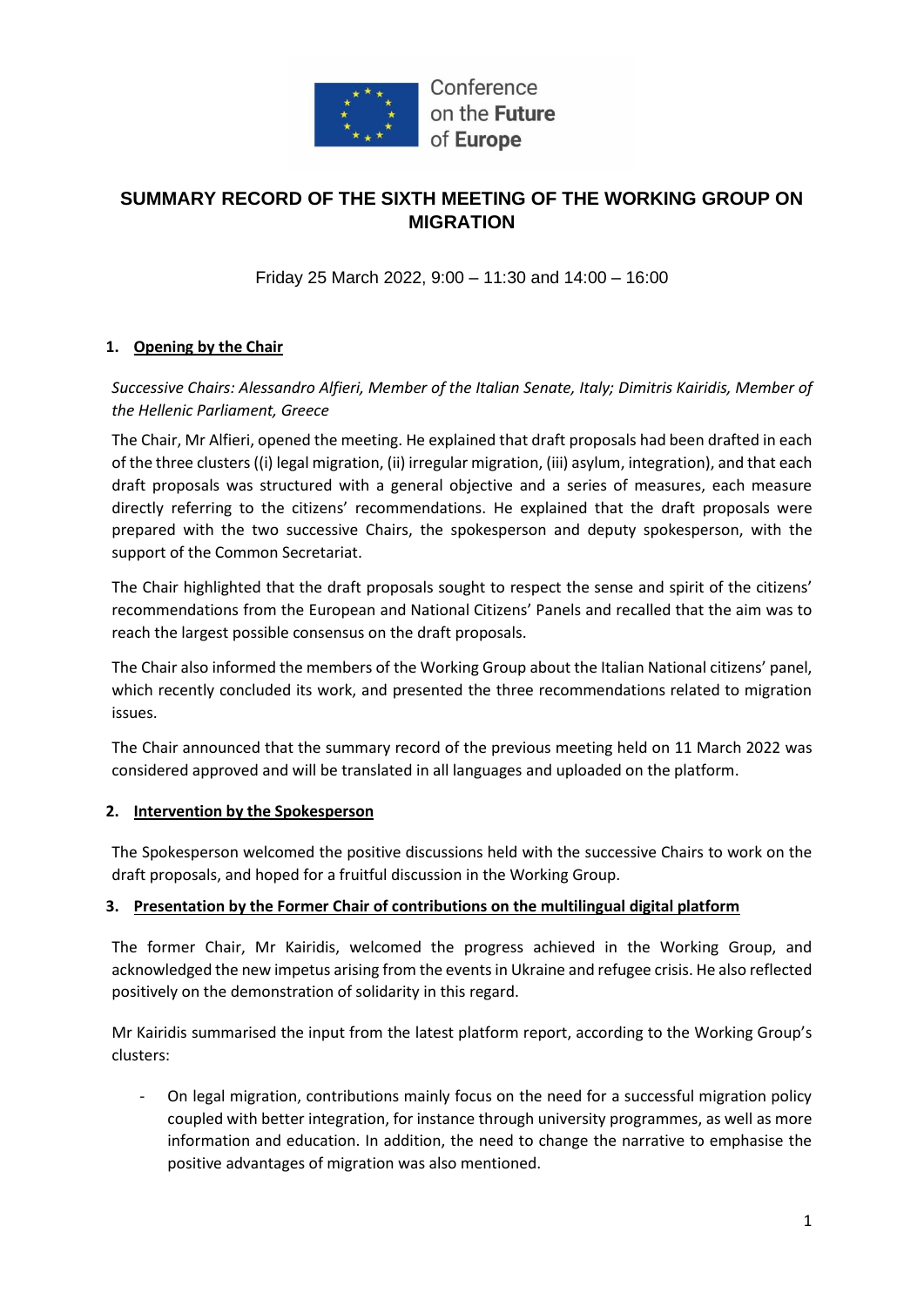Conference on the **Future** of **Europe**

# SUMMARY RECORD OF THE SIXTH MEETING OF THE WORKING GROUP ON MIGRATION

Friday 25 March 2022, 9:00 – 11:30 and 14:00 – 16:00

## 1. Opening by the Chair

*Successive Chairs: Alessandro Alfieri, Member of the Italian Senate, Italy; Dimitris Kairidis, Member of the Hellenic Parliament, Greece*

The Chair, Mr Alfieri, opened the meeting. He explained that draft proposals had been drafted in each of the three clusters ((i) legal migration, (ii) irregular migration, (iii) asylum, integration), and that each draft proposals was structured with a general objective and a series of measures, each measure directly referring to the citizens' recommendations. He explained that the draft proposals were prepared with the two successive Chairs, the spokesperson and deputy spokesperson, with the support of the Common Secretariat.

The Chair highlighted that the draft proposals sought to respect the sense and spirit of the citizens' recommendations from the European and National Citizens' Panels and recalled that the aim was to reach the largest possible consensus on the draft proposals.

The Chair also informed the members of the Working Group about the Italian National citizens' panel, which recently concluded its work, and presented the three recommendations related to migration issues.

The Chair announced that the summary record of the previous meeting held on 11 March 2022 was considered approved and will be translated in all languages and uploaded on the platform.

## 2. Intervention by the Spokesperson

The Spokesperson welcomed the positive discussions held with the successive Chairs to work on the draft proposals, and hoped for a fruitful discussion in the Working Group.

## 3. Presentation by the Former Chair of contributions on the multilingual digital platform

The former Chair, Mr Kairidis, welcomed the progress achieved in the Working Group, and acknowledged the new impetus arising from the events in Ukraine and refugee crisis. He also reflected positively on the demonstration of solidarity in this regard.

Mr Kairidis summarised the input from the latest platform report, according to the Working Group's clusters:

- On legal migration, contributions mainly focus on the need for a successful migration policy coupled with better integration, for instance through university programmes, as well as more information and education. In addition, the need to change the narrative to emphasise the positive advantages of migration was also mentioned.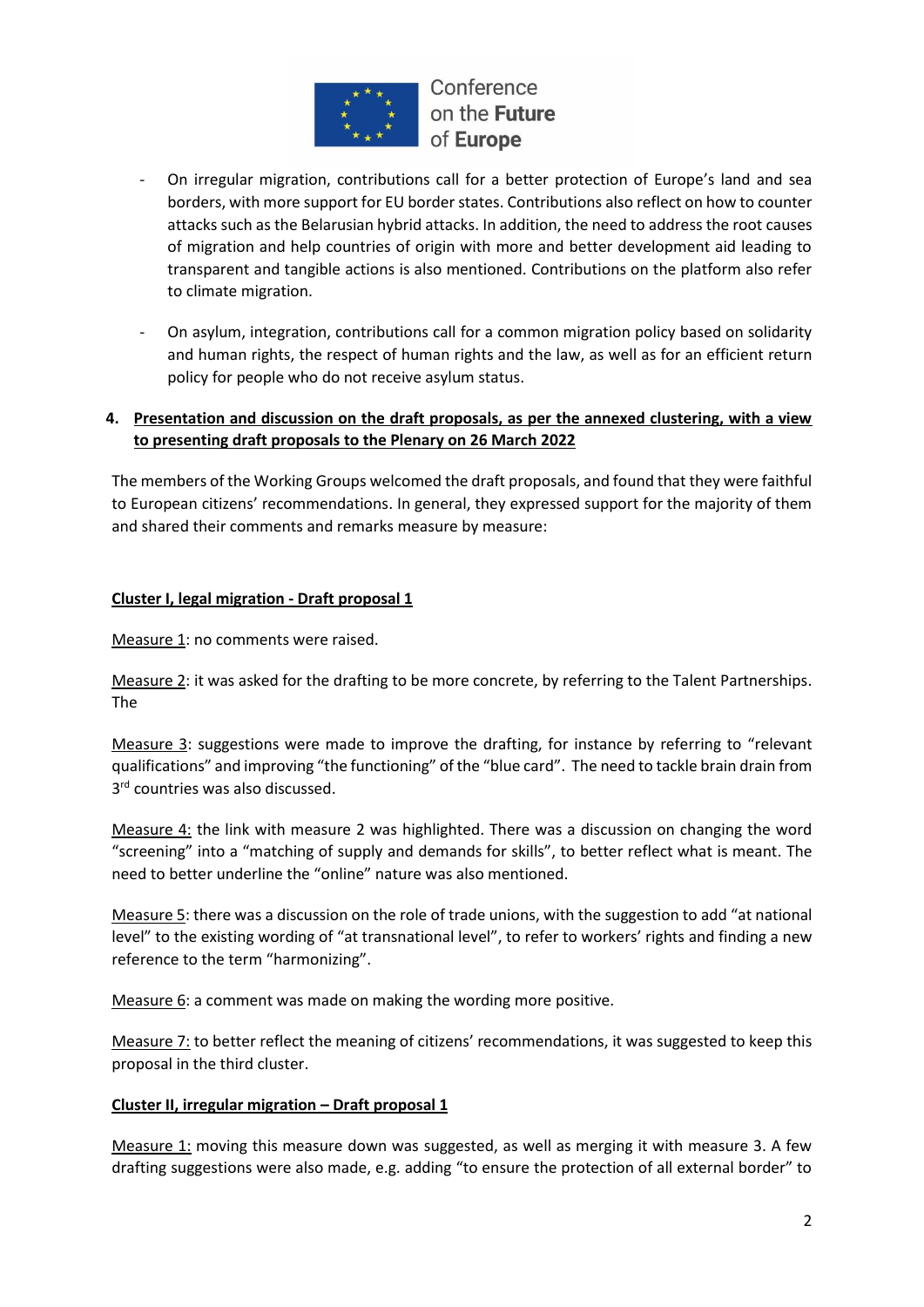- On irregular migration, contributions call for a better protection of Europe's land and sea borders, with more support for EU border states. Contributions also reflect on how to counter attacks such as the Belarusian hybrid attacks. In addition, the need to address the root causes of migration and help countries of origin with more and better development aid leading to transparent and tangible actions is also mentioned. Contributions on the platform also refer to climate migration.
- On asylum, integration, contributions call for a common migration policy based on solidarity and human rights, the respect of human rights and the law, as well as for an efficient return policy for people who do not receive asylum status.

**4. <u>Presentation and discussion on the draft proposals, as per the annexed clustering, with a view to presenting draft proposals to the Plenary on 26 March 2022</u>**

The members of the Working Groups welcomed the draft proposals, and found that they were faithful to European citizens' recommendations. In general, they expressed support for the majority of them and shared their comments and remarks measure by measure:

**<u>Cluster I, legal migration - Draft proposal 1</u>**

<u>Measure 1</u>: no comments were raised.

<u>Measure 2</u>: it was asked for the drafting to be more concrete, by referring to the Talent Partnerships. The

<u>Measure 3</u>: suggestions were made to improve the drafting, for instance by referring to "relevant qualifications" and improving "the functioning" of the "blue card". The need to tackle brain drain from 3rd countries was also discussed.

<u>Measure 4:</u> the link with measure 2 was highlighted. There was a discussion on changing the word "screening" into a "matching of supply and demands for skills", to better reflect what is meant. The need to better underline the "online" nature was also mentioned.

<u>Measure 5</u>: there was a discussion on the role of trade unions, with the suggestion to add "at national level" to the existing wording of "at transnational level", to refer to workers' rights and finding a new reference to the term "harmonizing".

<u>Measure 6</u>: a comment was made on making the wording more positive.

<u>Measure 7:</u> to better reflect the meaning of citizens' recommendations, it was suggested to keep this proposal in the third cluster.

**<u>Cluster II, irregular migration – Draft proposal 1</u>**

<u>Measure 1:</u> moving this measure down was suggested, as well as merging it with measure 3. A few drafting suggestions were also made, e.g. adding "to ensure the protection of all external border" to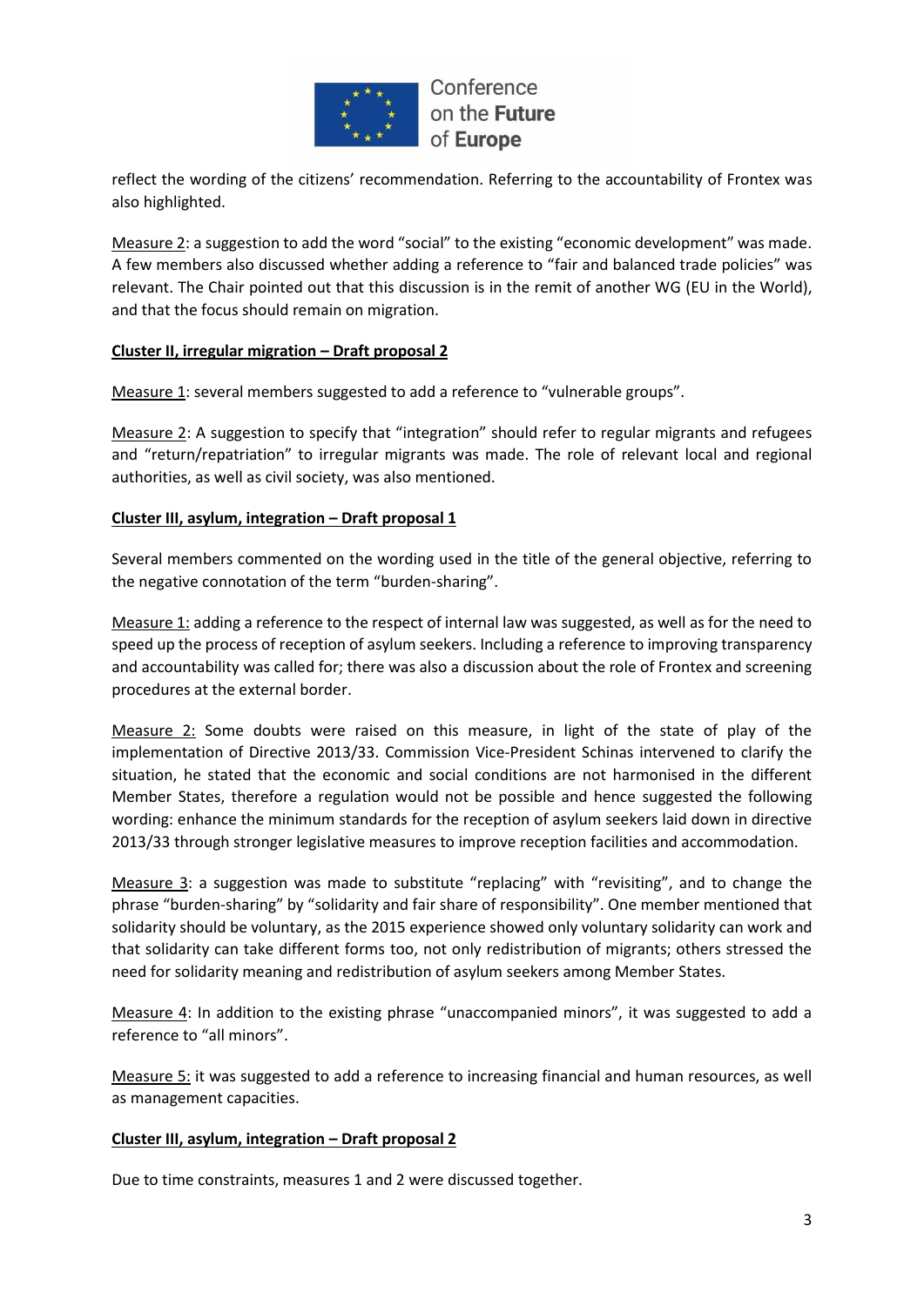reflect the wording of the citizens' recommendation. Referring to the accountability of Frontex was also highlighted.

Measure 2: a suggestion to add the word "social" to the existing "economic development" was made. A few members also discussed whether adding a reference to "fair and balanced trade policies" was relevant. The Chair pointed out that this discussion is in the remit of another WG (EU in the World), and that the focus should remain on migration.

**Cluster II, irregular migration – Draft proposal 2**

Measure 1: several members suggested to add a reference to "vulnerable groups".

Measure 2: A suggestion to specify that "integration" should refer to regular migrants and refugees and "return/repatriation" to irregular migrants was made. The role of relevant local and regional authorities, as well as civil society, was also mentioned.

**Cluster III, asylum, integration – Draft proposal 1**

Several members commented on the wording used in the title of the general objective, referring to the negative connotation of the term "burden-sharing".

Measure 1: adding a reference to the respect of internal law was suggested, as well as for the need to speed up the process of reception of asylum seekers. Including a reference to improving transparency and accountability was called for; there was also a discussion about the role of Frontex and screening procedures at the external border.

Measure 2: Some doubts were raised on this measure, in light of the state of play of the implementation of Directive 2013/33. Commission Vice-President Schinas intervened to clarify the situation, he stated that the economic and social conditions are not harmonised in the different Member States, therefore a regulation would not be possible and hence suggested the following wording: enhance the minimum standards for the reception of asylum seekers laid down in directive 2013/33 through stronger legislative measures to improve reception facilities and accommodation.

Measure 3: a suggestion was made to substitute "replacing" with "revisiting", and to change the phrase "burden-sharing" by "solidarity and fair share of responsibility". One member mentioned that solidarity should be voluntary, as the 2015 experience showed only voluntary solidarity can work and that solidarity can take different forms too, not only redistribution of migrants; others stressed the need for solidarity meaning and redistribution of asylum seekers among Member States.

Measure 4: In addition to the existing phrase "unaccompanied minors", it was suggested to add a reference to "all minors".

Measure 5: it was suggested to add a reference to increasing financial and human resources, as well as management capacities.

**Cluster III, asylum, integration – Draft proposal 2**

Due to time constraints, measures 1 and 2 were discussed together.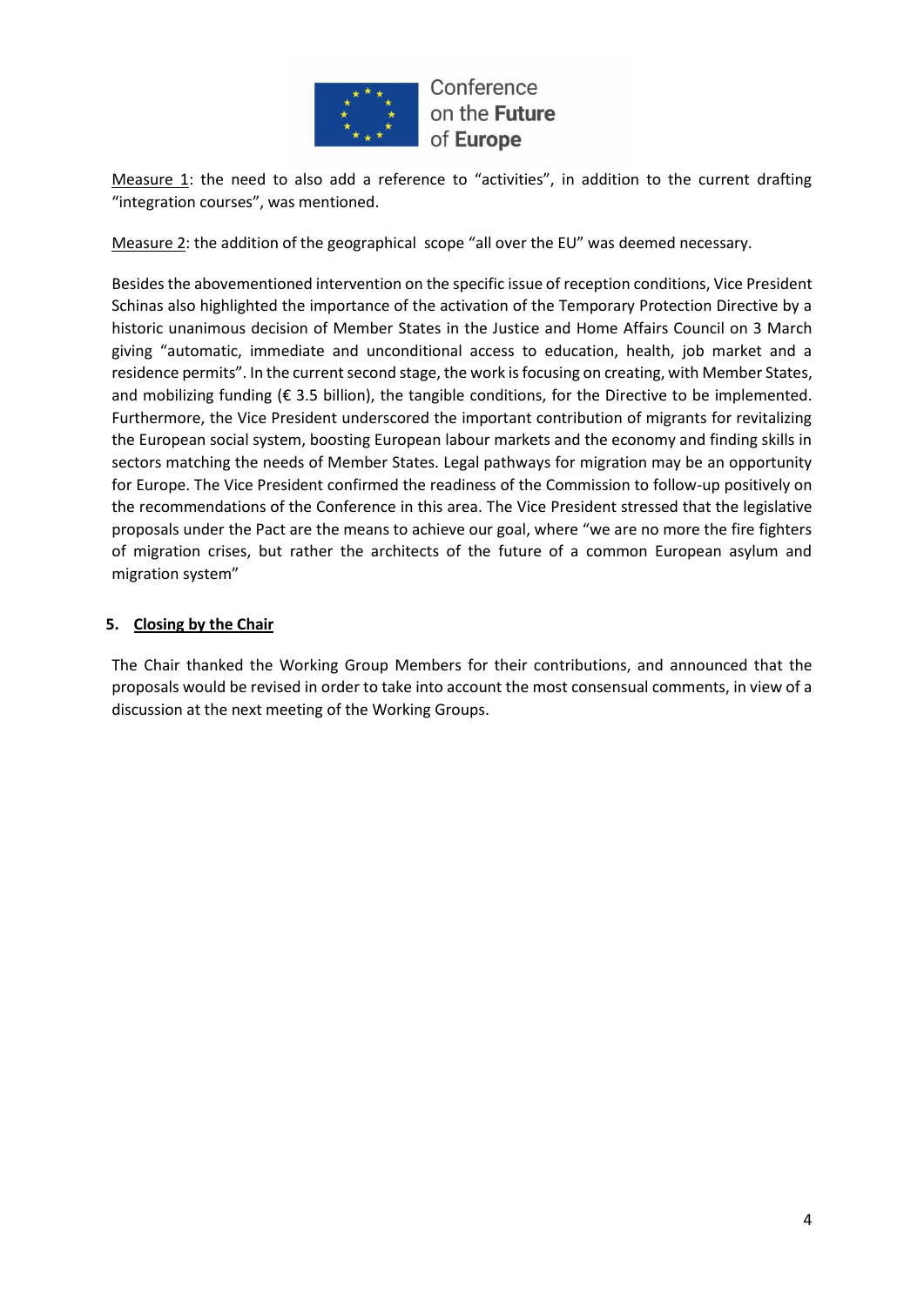Measure 1: the need to also add a reference to "activities", in addition to the current drafting "integration courses", was mentioned.

Measure 2: the addition of the geographical scope "all over the EU" was deemed necessary.

Besides the abovementioned intervention on the specific issue of reception conditions, Vice President Schinas also highlighted the importance of the activation of the Temporary Protection Directive by a historic unanimous decision of Member States in the Justice and Home Affairs Council on 3 March giving "automatic, immediate and unconditional access to education, health, job market and a residence permits". In the current second stage, the work is focusing on creating, with Member States, and mobilizing funding (€ 3.5 billion), the tangible conditions, for the Directive to be implemented. Furthermore, the Vice President underscored the important contribution of migrants for revitalizing the European social system, boosting European labour markets and the economy and finding skills in sectors matching the needs of Member States. Legal pathways for migration may be an opportunity for Europe. The Vice President confirmed the readiness of the Commission to follow-up positively on the recommendations of the Conference in this area. The Vice President stressed that the legislative proposals under the Pact are the means to achieve our goal, where "we are no more the fire fighters of migration crises, but rather the architects of the future of a common European asylum and migration system"

## 5. Closing by the Chair

The Chair thanked the Working Group Members for their contributions, and announced that the proposals would be revised in order to take into account the most consensual comments, in view of a discussion at the next meeting of the Working Groups.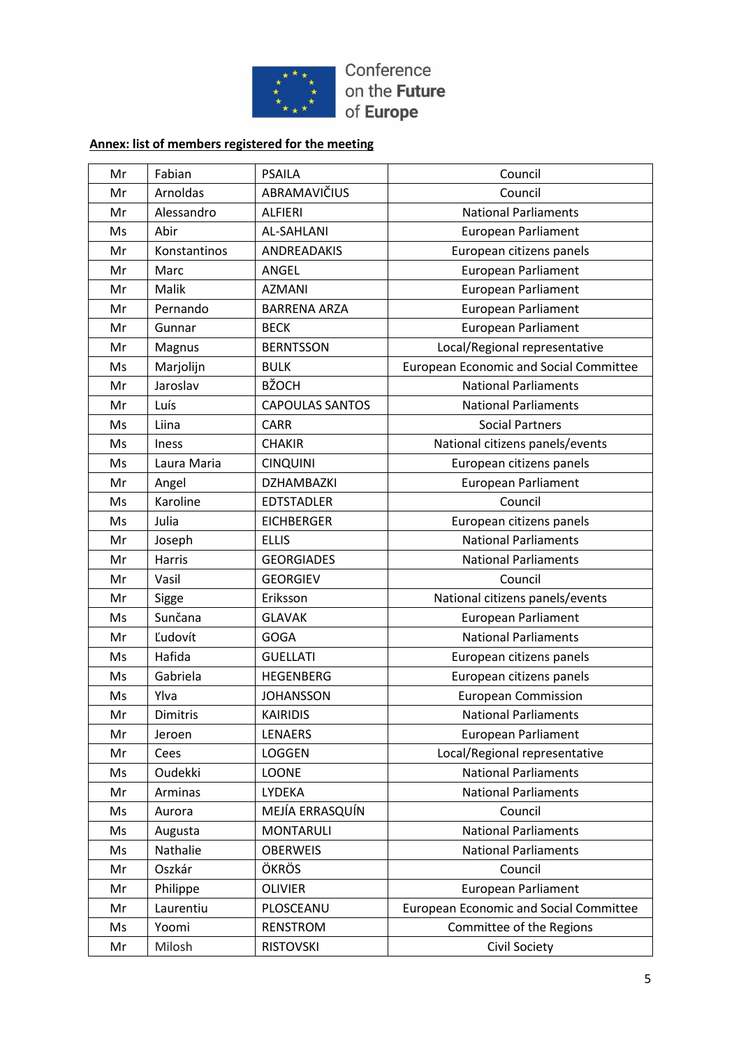**Annex: list of members registered for the meeting**

| | | | |
|---|---|---|---|
| Mr | Fabian | PSAILA | Council |
| Mr | Arnoldas | ABRAMAVIČIUS | Council |
| Mr | Alessandro | ALFIERI | National Parliaments |
| Ms | Abir | AL-SAHLANI | European Parliament |
| Mr | Konstantinos | ANDREADAKIS | European citizens panels |
| Mr | Marc | ANGEL | European Parliament |
| Mr | Malik | AZMANI | European Parliament |
| Mr | Pernando | BARRENA ARZA | European Parliament |
| Mr | Gunnar | BECK | European Parliament |
| Mr | Magnus | BERNTSSON | Local/Regional representative |
| Ms | Marjolijn | BULK | European Economic and Social Committee |
| Mr | Jaroslav | BŽOCH | National Parliaments |
| Mr | Luís | CAPOULAS SANTOS | National Parliaments |
| Ms | Liina | CARR | Social Partners |
| Ms | Iness | CHAKIR | National citizens panels/events |
| Ms | Laura Maria | CINQUINI | European citizens panels |
| Mr | Angel | DZHAMBAZKI | European Parliament |
| Ms | Karoline | EDTSTADLER | Council |
| Ms | Julia | EICHBERGER | European citizens panels |
| Mr | Joseph | ELLIS | National Parliaments |
| Mr | Harris | GEORGIADES | National Parliaments |
| Mr | Vasil | GEORGIEV | Council |
| Mr | Sigge | Eriksson | National citizens panels/events |
| Ms | Sunčana | GLAVAK | European Parliament |
| Mr | Ľudovít | GOGA | National Parliaments |
| Ms | Hafida | GUELLATI | European citizens panels |
| Ms | Gabriela | HEGENBERG | European citizens panels |
| Ms | Ylva | JOHANSSON | European Commission |
| Mr | Dimitris | KAIRIDIS | National Parliaments |
| Mr | Jeroen | LENAERS | European Parliament |
| Mr | Cees | LOGGEN | Local/Regional representative |
| Ms | Oudekki | LOONE | National Parliaments |
| Mr | Arminas | LYDEKA | National Parliaments |
| Ms | Aurora | MEJÍA ERRASQUÍN | Council |
| Ms | Augusta | MONTARULI | National Parliaments |
| Ms | Nathalie | OBERWEIS | National Parliaments |
| Mr | Oszkár | ÖKRÖS | Council |
| Mr | Philippe | OLIVIER | European Parliament |
| Mr | Laurentiu | PLOSCEANU | European Economic and Social Committee |
| Ms | Yoomi | RENSTROM | Committee of the Regions |
| Mr | Milosh | RISTOVSKI | Civil Society |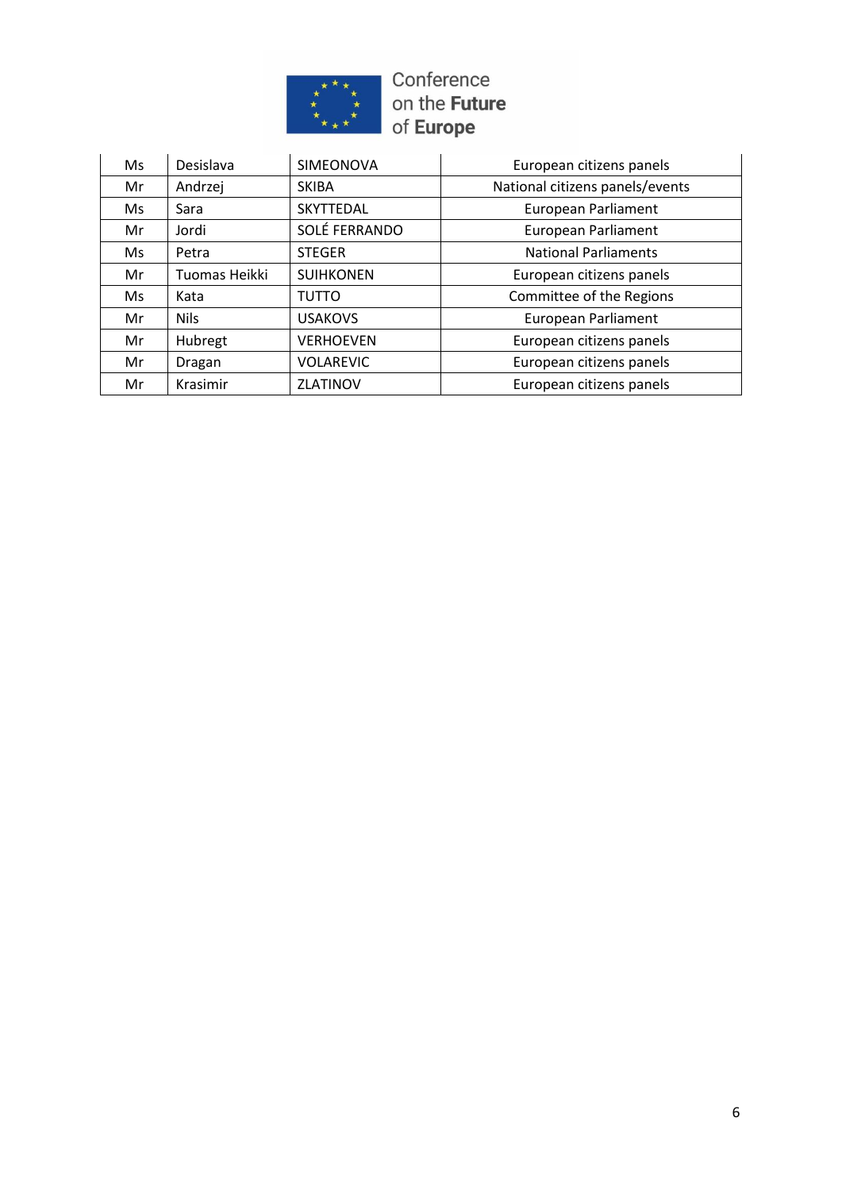| | | | |
|---|---|---|---|
| Ms | Desislava | SIMEONOVA | European citizens panels |
| Mr | Andrzej | SKIBA | National citizens panels/events |
| Ms | Sara | SKYTTEDAL | European Parliament |
| Mr | Jordi | SOLÉ FERRANDO | European Parliament |
| Ms | Petra | STEGER | National Parliaments |
| Mr | Tuomas Heikki | SUIHKONEN | European citizens panels |
| Ms | Kata | TUTTO | Committee of the Regions |
| Mr | Nils | USAKOVS | European Parliament |
| Mr | Hubregt | VERHOEVEN | European citizens panels |
| Mr | Dragan | VOLAREVIC | European citizens panels |
| Mr | Krasimir | ZLATINOV | European citizens panels |